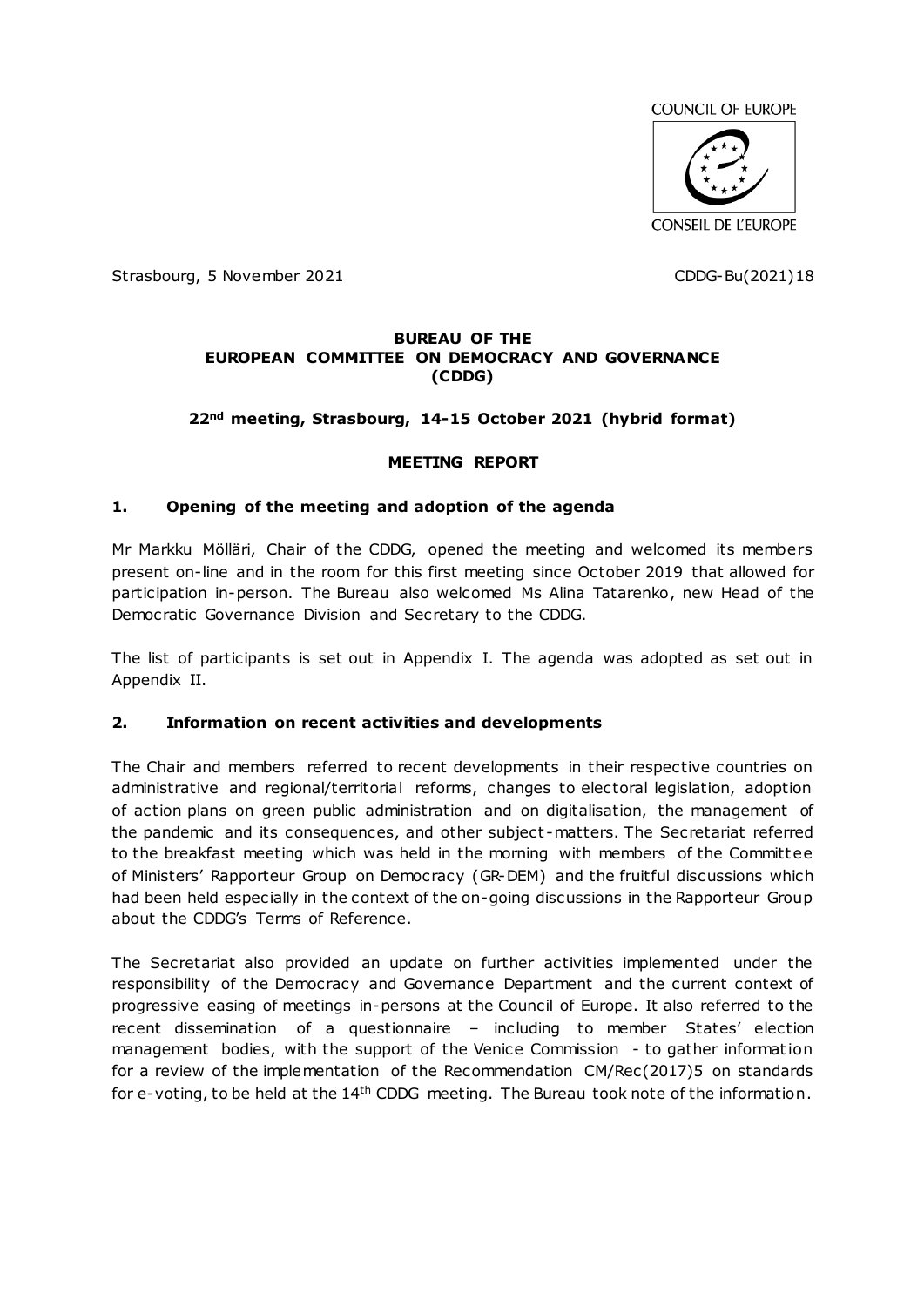COUNCIL OF EUROPE

CONSEIL DE L'EUROPE

Strasbourg, 5 November 2021

CDDG-Bu(2021)18

**BUREAU OF THE**
**EUROPEAN COMMITTEE ON DEMOCRACY AND GOVERNANCE**
**(CDDG)**

**22nd meeting, Strasbourg, 14-15 October 2021 (hybrid format)**

**MEETING REPORT**

## 1. Opening of the meeting and adoption of the agenda

Mr Markku Mölläri, Chair of the CDDG, opened the meeting and welcomed its members present on-line and in the room for this first meeting since October 2019 that allowed for participation in-person. The Bureau also welcomed Ms Alina Tatarenko, new Head of the Democratic Governance Division and Secretary to the CDDG.

The list of participants is set out in Appendix I. The agenda was adopted as set out in Appendix II.

## 2. Information on recent activities and developments

The Chair and members referred to recent developments in their respective countries on administrative and regional/territorial reforms, changes to electoral legislation, adoption of action plans on green public administration and on digitalisation, the management of the pandemic and its consequences, and other subject-matters. The Secretariat referred to the breakfast meeting which was held in the morning with members of the Committee of Ministers' Rapporteur Group on Democracy (GR-DEM) and the fruitful discussions which had been held especially in the context of the on-going discussions in the Rapporteur Group about the CDDG's Terms of Reference.

The Secretariat also provided an update on further activities implemented under the responsibility of the Democracy and Governance Department and the current context of progressive easing of meetings in-persons at the Council of Europe. It also referred to the recent dissemination of a questionnaire – including to member States' election management bodies, with the support of the Venice Commission - to gather information for a review of the implementation of the Recommendation CM/Rec(2017)5 on standards for e-voting, to be held at the 14th CDDG meeting. The Bureau took note of the information.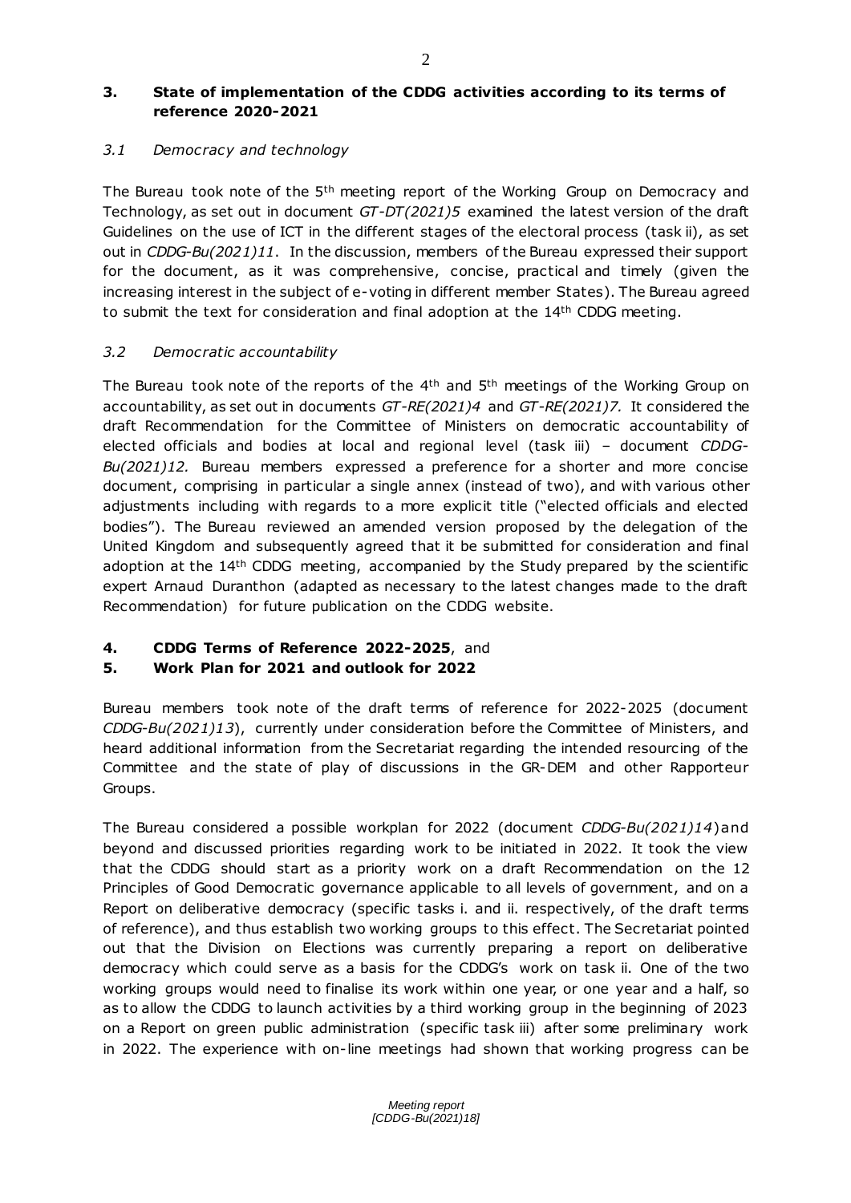## 3. State of implementation of the CDDG activities according to its terms of reference 2020-2021

### *3.1 Democracy and technology*

The Bureau took note of the 5th meeting report of the Working Group on Democracy and Technology, as set out in document *GT-DT(2021)5* examined the latest version of the draft Guidelines on the use of ICT in the different stages of the electoral process (task ii), as set out in *CDDG-Bu(2021)11*. In the discussion, members of the Bureau expressed their support for the document, as it was comprehensive, concise, practical and timely (given the increasing interest in the subject of e-voting in different member States). The Bureau agreed to submit the text for consideration and final adoption at the 14th CDDG meeting.

### *3.2 Democratic accountability*

The Bureau took note of the reports of the 4th and 5th meetings of the Working Group on accountability, as set out in documents *GT-RE(2021)4* and *GT-RE(2021)7.* It considered the draft Recommendation for the Committee of Ministers on democratic accountability of elected officials and bodies at local and regional level (task iii) – document *CDDG-Bu(2021)12.* Bureau members expressed a preference for a shorter and more concise document, comprising in particular a single annex (instead of two), and with various other adjustments including with regards to a more explicit title ("elected officials and elected bodies"). The Bureau reviewed an amended version proposed by the delegation of the United Kingdom and subsequently agreed that it be submitted for consideration and final adoption at the 14th CDDG meeting, accompanied by the Study prepared by the scientific expert Arnaud Duranthon (adapted as necessary to the latest changes made to the draft Recommendation) for future publication on the CDDG website.

## 4. CDDG Terms of Reference 2022-2025, and
## 5. Work Plan for 2021 and outlook for 2022

Bureau members took note of the draft terms of reference for 2022-2025 (document *CDDG-Bu(2021)13*), currently under consideration before the Committee of Ministers, and heard additional information from the Secretariat regarding the intended resourcing of the Committee and the state of play of discussions in the GR-DEM and other Rapporteur Groups.

The Bureau considered a possible workplan for 2022 (document *CDDG-Bu(2021)14*) and beyond and discussed priorities regarding work to be initiated in 2022. It took the view that the CDDG should start as a priority work on a draft Recommendation on the 12 Principles of Good Democratic governance applicable to all levels of government, and on a Report on deliberative democracy (specific tasks i. and ii. respectively, of the draft terms of reference), and thus establish two working groups to this effect. The Secretariat pointed out that the Division on Elections was currently preparing a report on deliberative democracy which could serve as a basis for the CDDG's work on task ii. One of the two working groups would need to finalise its work within one year, or one year and a half, so as to allow the CDDG to launch activities by a third working group in the beginning of 2023 on a Report on green public administration (specific task iii) after some preliminary work in 2022. The experience with on-line meetings had shown that working progress can be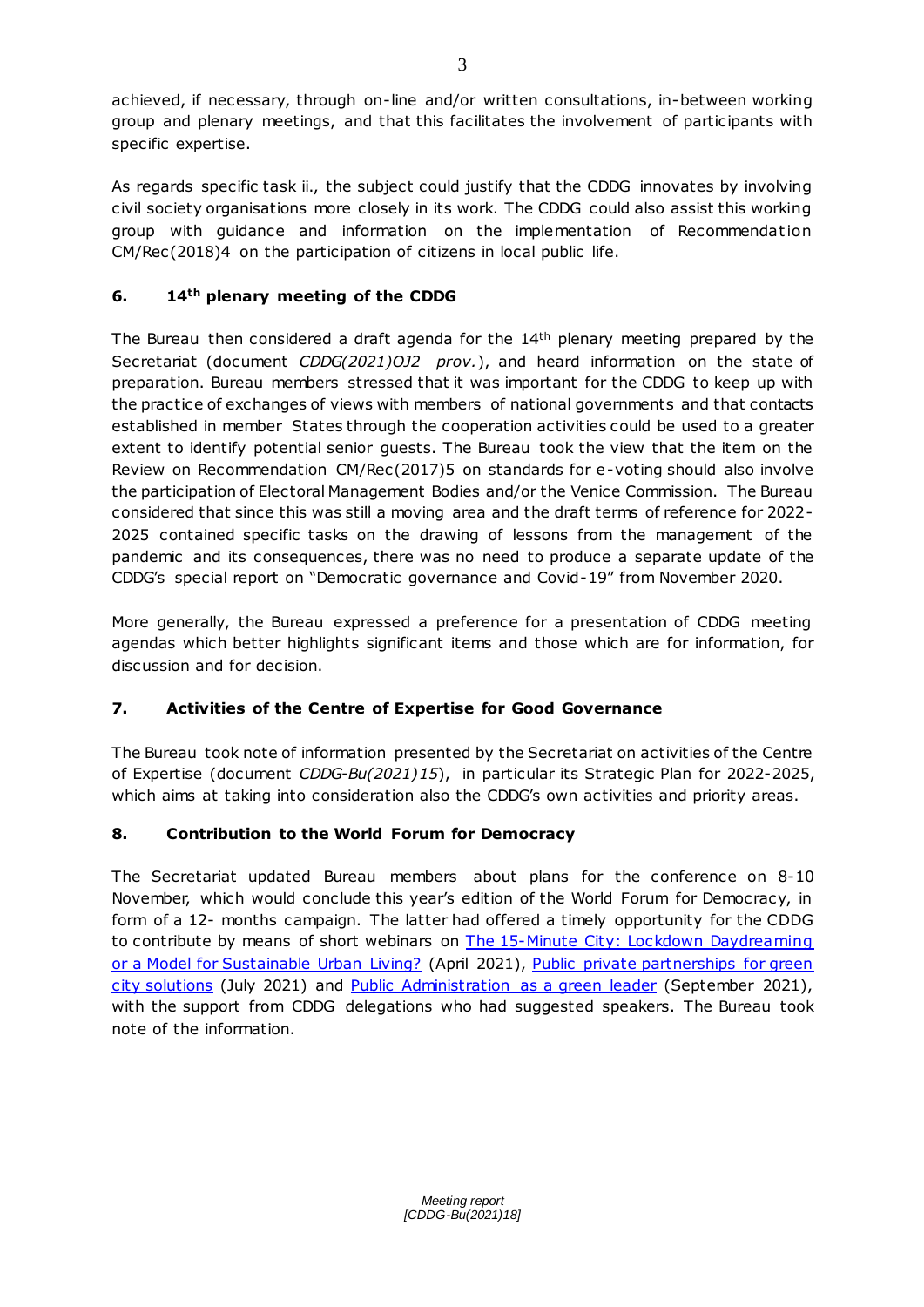achieved, if necessary, through on-line and/or written consultations, in-between working group and plenary meetings, and that this facilitates the involvement of participants with specific expertise.

As regards specific task ii., the subject could justify that the CDDG innovates by involving civil society organisations more closely in its work. The CDDG could also assist this working group with guidance and information on the implementation of Recommendation CM/Rec(2018)4 on the participation of citizens in local public life.

## 6. 14th plenary meeting of the CDDG

The Bureau then considered a draft agenda for the 14th plenary meeting prepared by the Secretariat (document *CDDG(2021)OJ2 prov.*), and heard information on the state of preparation. Bureau members stressed that it was important for the CDDG to keep up with the practice of exchanges of views with members of national governments and that contacts established in member States through the cooperation activities could be used to a greater extent to identify potential senior guests. The Bureau took the view that the item on the Review on Recommendation CM/Rec(2017)5 on standards for e-voting should also involve the participation of Electoral Management Bodies and/or the Venice Commission. The Bureau considered that since this was still a moving area and the draft terms of reference for 2022-2025 contained specific tasks on the drawing of lessons from the management of the pandemic and its consequences, there was no need to produce a separate update of the CDDG's special report on "Democratic governance and Covid-19" from November 2020.

More generally, the Bureau expressed a preference for a presentation of CDDG meeting agendas which better highlights significant items and those which are for information, for discussion and for decision.

## 7. Activities of the Centre of Expertise for Good Governance

The Bureau took note of information presented by the Secretariat on activities of the Centre of Expertise (document *CDDG-Bu(2021)15*), in particular its Strategic Plan for 2022-2025, which aims at taking into consideration also the CDDG's own activities and priority areas.

## 8. Contribution to the World Forum for Democracy

The Secretariat updated Bureau members about plans for the conference on 8-10 November, which would conclude this year's edition of the World Forum for Democracy, in form of a 12- months campaign. The latter had offered a timely opportunity for the CDDG to contribute by means of short webinars on The 15-Minute City: Lockdown Daydreaming or a Model for Sustainable Urban Living? (April 2021), Public private partnerships for green city solutions (July 2021) and Public Administration as a green leader (September 2021), with the support from CDDG delegations who had suggested speakers. The Bureau took note of the information.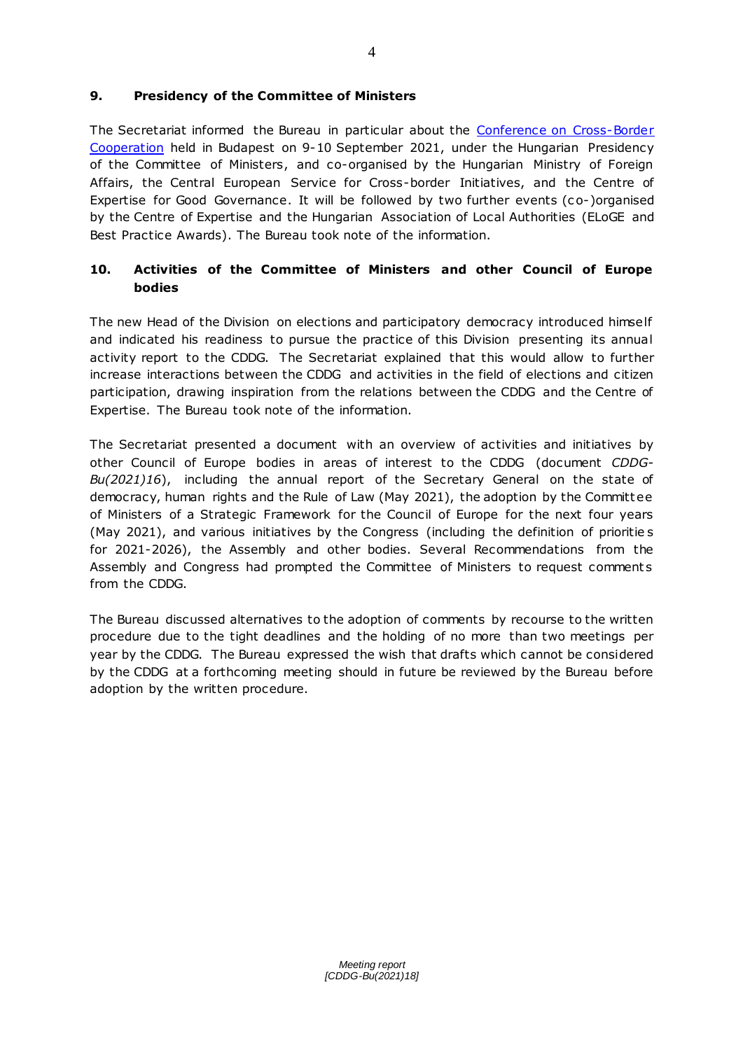## 9. Presidency of the Committee of Ministers

The Secretariat informed the Bureau in particular about the Conference on Cross-Border Cooperation held in Budapest on 9-10 September 2021, under the Hungarian Presidency of the Committee of Ministers, and co-organised by the Hungarian Ministry of Foreign Affairs, the Central European Service for Cross-border Initiatives, and the Centre of Expertise for Good Governance. It will be followed by two further events (co-)organised by the Centre of Expertise and the Hungarian Association of Local Authorities (ELoGE and Best Practice Awards). The Bureau took note of the information.

## 10. Activities of the Committee of Ministers and other Council of Europe bodies

The new Head of the Division on elections and participatory democracy introduced himself and indicated his readiness to pursue the practice of this Division presenting its annual activity report to the CDDG. The Secretariat explained that this would allow to further increase interactions between the CDDG and activities in the field of elections and citizen participation, drawing inspiration from the relations between the CDDG and the Centre of Expertise. The Bureau took note of the information.

The Secretariat presented a document with an overview of activities and initiatives by other Council of Europe bodies in areas of interest to the CDDG (document *CDDG-Bu(2021)16*), including the annual report of the Secretary General on the state of democracy, human rights and the Rule of Law (May 2021), the adoption by the Committee of Ministers of a Strategic Framework for the Council of Europe for the next four years (May 2021), and various initiatives by the Congress (including the definition of priorities for 2021-2026), the Assembly and other bodies. Several Recommendations from the Assembly and Congress had prompted the Committee of Ministers to request comments from the CDDG.

The Bureau discussed alternatives to the adoption of comments by recourse to the written procedure due to the tight deadlines and the holding of no more than two meetings per year by the CDDG. The Bureau expressed the wish that drafts which cannot be considered by the CDDG at a forthcoming meeting should in future be reviewed by the Bureau before adoption by the written procedure.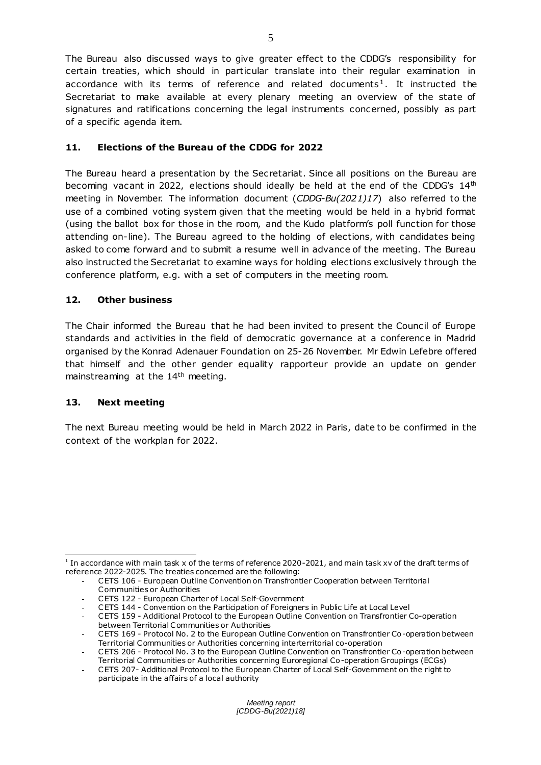The Bureau also discussed ways to give greater effect to the CDDG's responsibility for certain treaties, which should in particular translate into their regular examination in accordance with its terms of reference and related documents[1]. It instructed the Secretariat to make available at every plenary meeting an overview of the state of signatures and ratifications concerning the legal instruments concerned, possibly as part of a specific agenda item.

### 11. Elections of the Bureau of the CDDG for 2022

The Bureau heard a presentation by the Secretariat. Since all positions on the Bureau are becoming vacant in 2022, elections should ideally be held at the end of the CDDG's 14th meeting in November. The information document (*CDDG-Bu(2021)17*) also referred to the use of a combined voting system given that the meeting would be held in a hybrid format (using the ballot box for those in the room, and the Kudo platform's poll function for those attending on-line). The Bureau agreed to the holding of elections, with candidates being asked to come forward and to submit a resume well in advance of the meeting. The Bureau also instructed the Secretariat to examine ways for holding elections exclusively through the conference platform, e.g. with a set of computers in the meeting room.

### 12. Other business

The Chair informed the Bureau that he had been invited to present the Council of Europe standards and activities in the field of democratic governance at a conference in Madrid organised by the Konrad Adenauer Foundation on 25-26 November. Mr Edwin Lefebre offered that himself and the other gender equality rapporteur provide an update on gender mainstreaming at the 14th meeting.

### 13. Next meeting

The next Bureau meeting would be held in March 2022 in Paris, date to be confirmed in the context of the workplan for 2022.

---

[1] In accordance with main task x of the terms of reference 2020-2021, and main task xv of the draft terms of reference 2022-2025. The treaties concerned are the following:

- CETS 106 - European Outline Convention on Transfrontier Cooperation between Territorial Communities or Authorities
- CETS 122 - European Charter of Local Self-Government
- CETS 144 - Convention on the Participation of Foreigners in Public Life at Local Level
- CETS 159 - Additional Protocol to the European Outline Convention on Transfrontier Co-operation between Territorial Communities or Authorities
- CETS 169 - Protocol No. 2 to the European Outline Convention on Transfrontier Co-operation between Territorial Communities or Authorities concerning interterritorial co-operation
- CETS 206 - Protocol No. 3 to the European Outline Convention on Transfrontier Co-operation between Territorial Communities or Authorities concerning Euroregional Co-operation Groupings (ECGs)
- CETS 207- Additional Protocol to the European Charter of Local Self-Government on the right to participate in the affairs of a local authority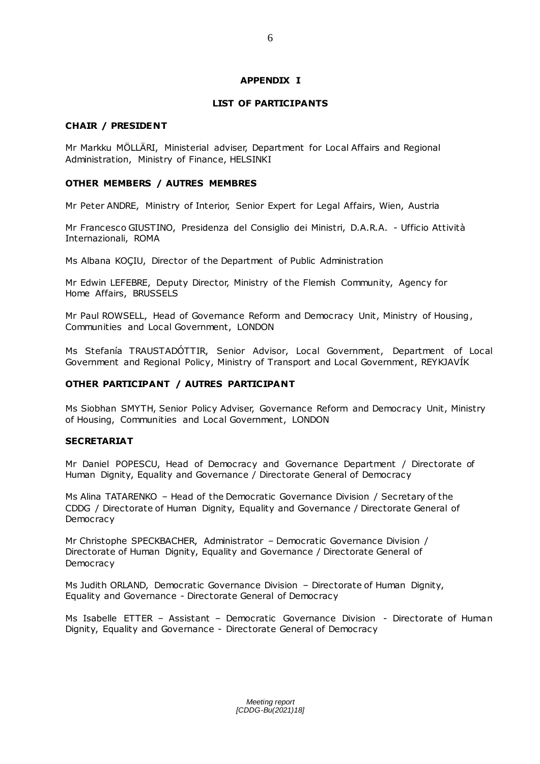## APPENDIX I

## LIST OF PARTICIPANTS

### CHAIR / PRESIDENT

Mr Markku MÖLLÄRI, Ministerial adviser, Department for Local Affairs and Regional Administration, Ministry of Finance, HELSINKI

### OTHER MEMBERS / AUTRES MEMBRES

Mr Peter ANDRE, Ministry of Interior, Senior Expert for Legal Affairs, Wien, Austria

Mr Francesco GIUSTINO, Presidenza del Consiglio dei Ministri, D.A.R.A. - Ufficio Attività Internazionali, ROMA

Ms Albana KOÇIU, Director of the Department of Public Administration

Mr Edwin LEFEBRE, Deputy Director, Ministry of the Flemish Community, Agency for Home Affairs, BRUSSELS

Mr Paul ROWSELL, Head of Governance Reform and Democracy Unit, Ministry of Housing, Communities and Local Government, LONDON

Ms Stefanía TRAUSTADÓTTIR, Senior Advisor, Local Government, Department of Local Government and Regional Policy, Ministry of Transport and Local Government, REYKJAVÍK

### OTHER PARTICIPANT / AUTRES PARTICIPANT

Ms Siobhan SMYTH, Senior Policy Adviser, Governance Reform and Democracy Unit, Ministry of Housing, Communities and Local Government, LONDON

### SECRETARIAT

Mr Daniel POPESCU, Head of Democracy and Governance Department / Directorate of Human Dignity, Equality and Governance / Directorate General of Democracy

Ms Alina TATARENKO – Head of the Democratic Governance Division / Secretary of the CDDG / Directorate of Human Dignity, Equality and Governance / Directorate General of Democracy

Mr Christophe SPECKBACHER, Administrator – Democratic Governance Division / Directorate of Human Dignity, Equality and Governance / Directorate General of Democracy

Ms Judith ORLAND, Democratic Governance Division – Directorate of Human Dignity, Equality and Governance - Directorate General of Democracy

Ms Isabelle ETTER – Assistant – Democratic Governance Division - Directorate of Human Dignity, Equality and Governance - Directorate General of Democracy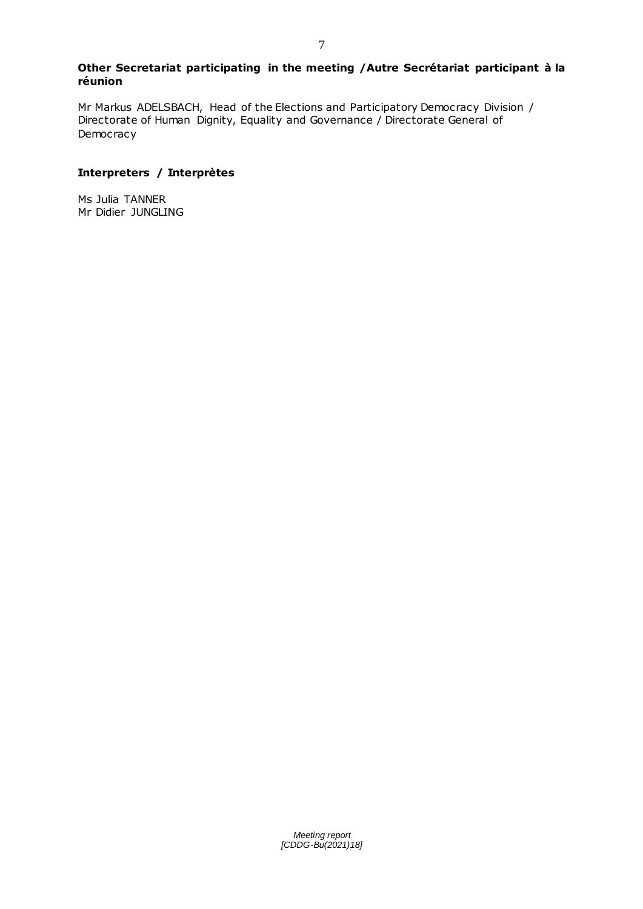**Other Secretariat participating in the meeting / Autre Secrétariat participant à la réunion**

Mr Markus ADELSBACH, Head of the Elections and Participatory Democracy Division / Directorate of Human Dignity, Equality and Governance / Directorate General of Democracy

**Interpreters / Interprètes**

Ms Julia TANNER
Mr Didier JUNGLING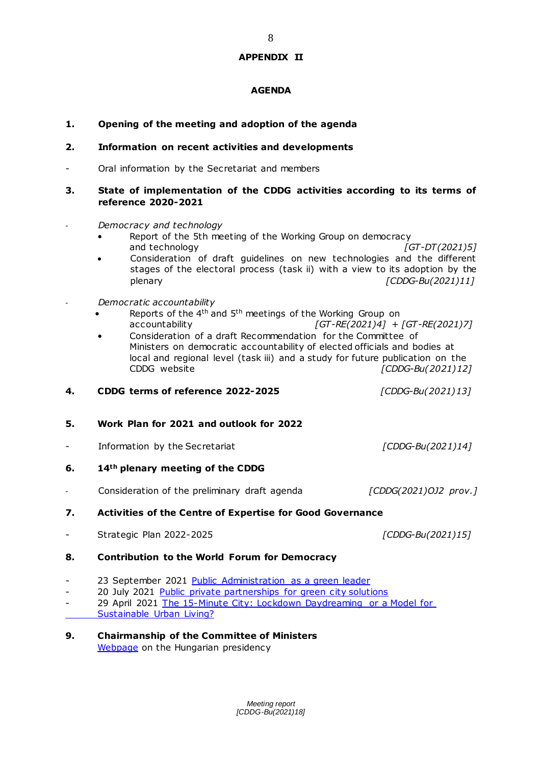## APPENDIX II

## AGENDA

**1. Opening of the meeting and adoption of the agenda**

**2. Information on recent activities and developments**

- Oral information by the Secretariat and members

**3. State of implementation of the CDDG activities according to its terms of reference 2020-2021**

- *Democracy and technology*
  - Report of the 5th meeting of the Working Group on democracy and technology *[GT-DT(2021)5]*
  - Consideration of draft guidelines on new technologies and the different stages of the electoral process (task ii) with a view to its adoption by the plenary *[CDDG-Bu(2021)11]*

- *Democratic accountability*
  - Reports of the 4th and 5th meetings of the Working Group on accountability *[GT-RE(2021)4] + [GT-RE(2021)7]*
  - Consideration of a draft Recommendation for the Committee of Ministers on democratic accountability of elected officials and bodies at local and regional level (task iii) and a study for future publication on the CDDG website *[CDDG-Bu(2021)12]*

**4. CDDG terms of reference 2022-2025** *[CDDG-Bu(2021)13]*

**5. Work Plan for 2021 and outlook for 2022**

- Information by the Secretariat *[CDDG-Bu(2021)14]*

**6. 14th plenary meeting of the CDDG**

- Consideration of the preliminary draft agenda *[CDDG(2021)OJ2 prov.]*

**7. Activities of the Centre of Expertise for Good Governance**

- Strategic Plan 2022-2025 *[CDDG-Bu(2021)15]*

**8. Contribution to the World Forum for Democracy**

- 23 September 2021 Public Administration as a green leader
- 20 July 2021 Public private partnerships for green city solutions
- 29 April 2021 The 15-Minute City: Lockdown Daydreaming or a Model for Sustainable Urban Living?

**9. Chairmanship of the Committee of Ministers**

Webpage on the Hungarian presidency

*Meeting report*
*[CDDG-Bu(2021)18]*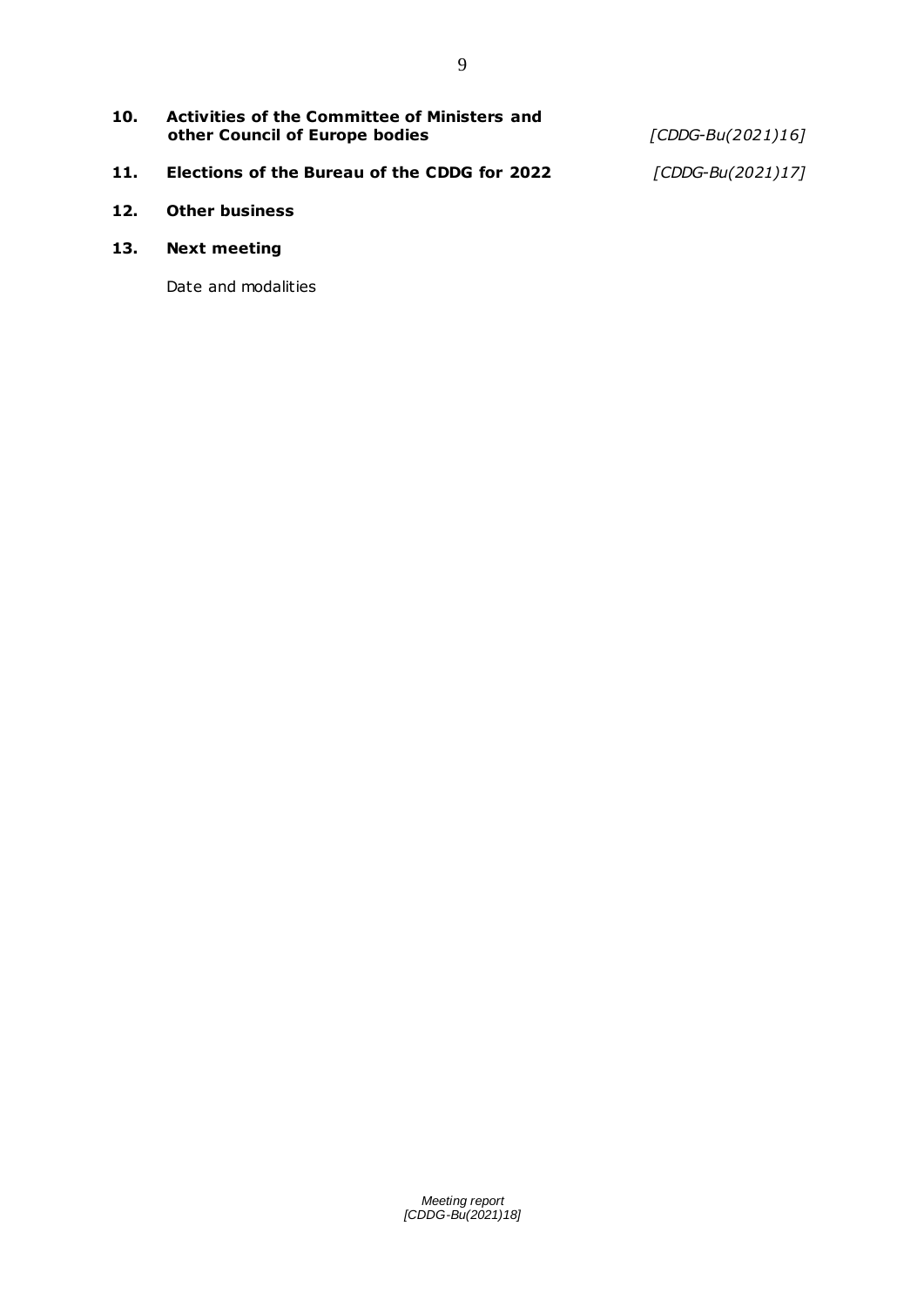**10. Activities of the Committee of Ministers and other Council of Europe bodies** *[CDDG-Bu(2021)16]*

**11. Elections of the Bureau of the CDDG for 2022** *[CDDG-Bu(2021)17]*

**12. Other business**

**13. Next meeting**

Date and modalities

*Meeting report*
*[CDDG-Bu(2021)18]*